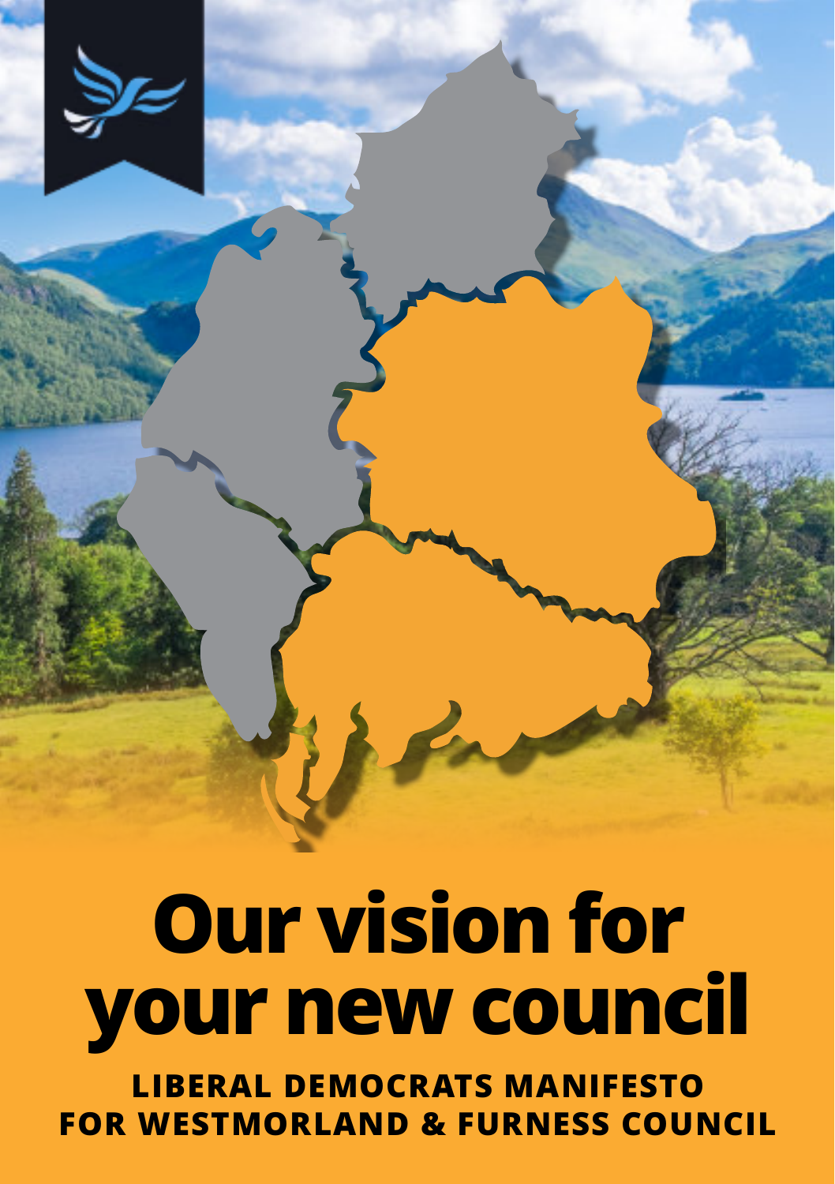# Our vision for your new council

**LIBERAL DEMOCRATS MANIFESTO FOR WESTMORLAND & FURNESS COUNCIL**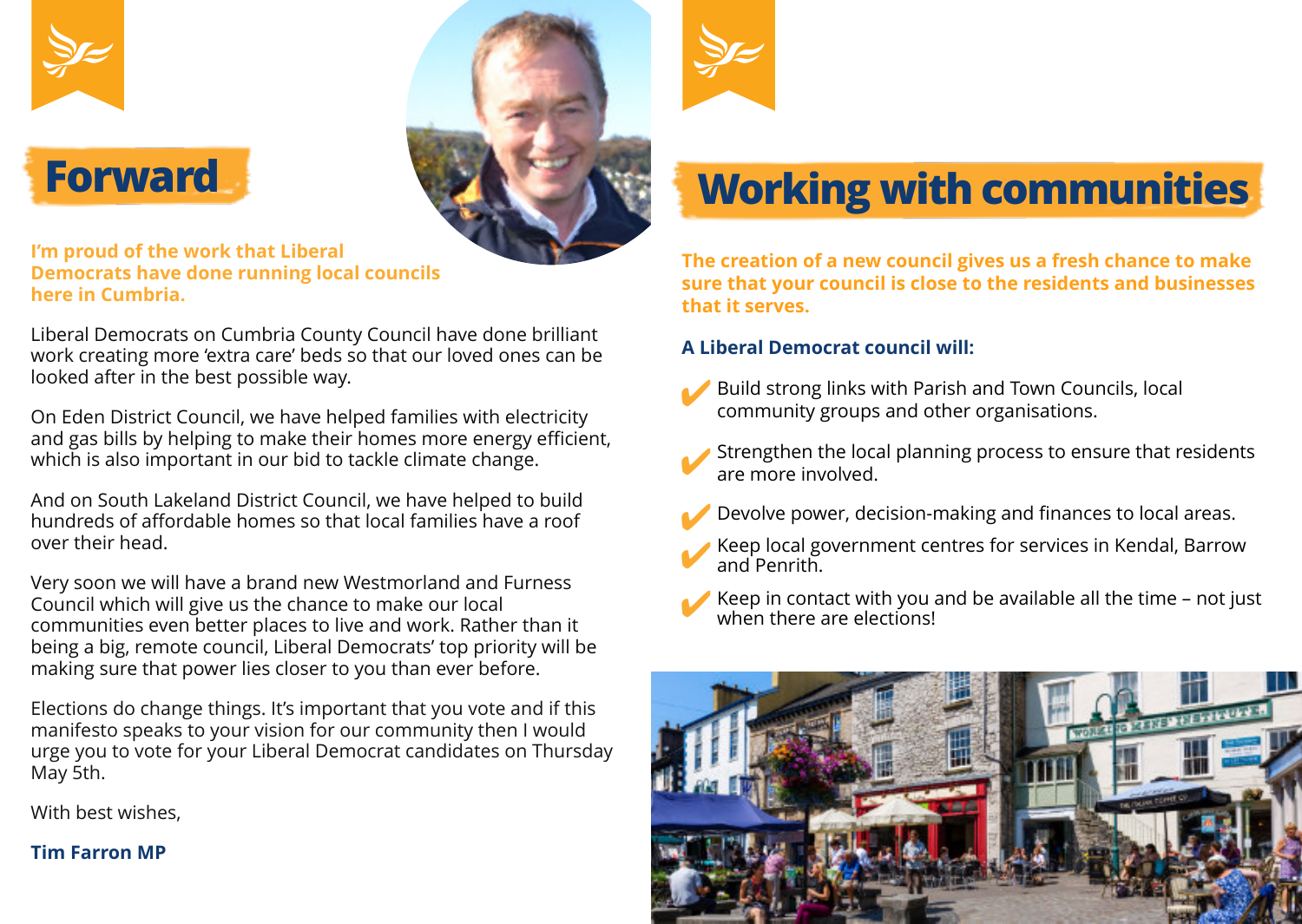# Forward

**I'm proud of the work that Liberal Democrats have done running local councils here in Cumbria.**

Liberal Democrats on Cumbria County Council have done brilliant work creating more 'extra care' beds so that our loved ones can be looked after in the best possible way.

On Eden District Council, we have helped families with electricity and gas bills by helping to make their homes more energy efficient, which is also important in our bid to tackle climate change.

And on South Lakeland District Council, we have helped to build hundreds of affordable homes so that local families have a roof over their head.

Very soon we will have a brand new Westmorland and Furness Council which will give us the chance to make our local communities even better places to live and work. Rather than it being a big, remote council, Liberal Democrats' top priority will be making sure that power lies closer to you than ever before.

Elections do change things. It's important that you vote and if this manifesto speaks to your vision for our community then I would urge you to vote for your Liberal Democrat candidates on Thursday May 5th.

With best wishes,

**Tim Farron MP**

# Working with communities

**The creation of a new council gives us a fresh chance to make sure that your council is close to the residents and businesses that it serves.**

**A Liberal Democrat council will:**

- Build strong links with Parish and Town Councils, local community groups and other organisations.
- Strengthen the local planning process to ensure that residents are more involved.
- Devolve power, decision-making and finances to local areas.
- Keep local government centres for services in Kendal, Barrow and Penrith.
- Keep in contact with you and be available all the time – not just when there are elections!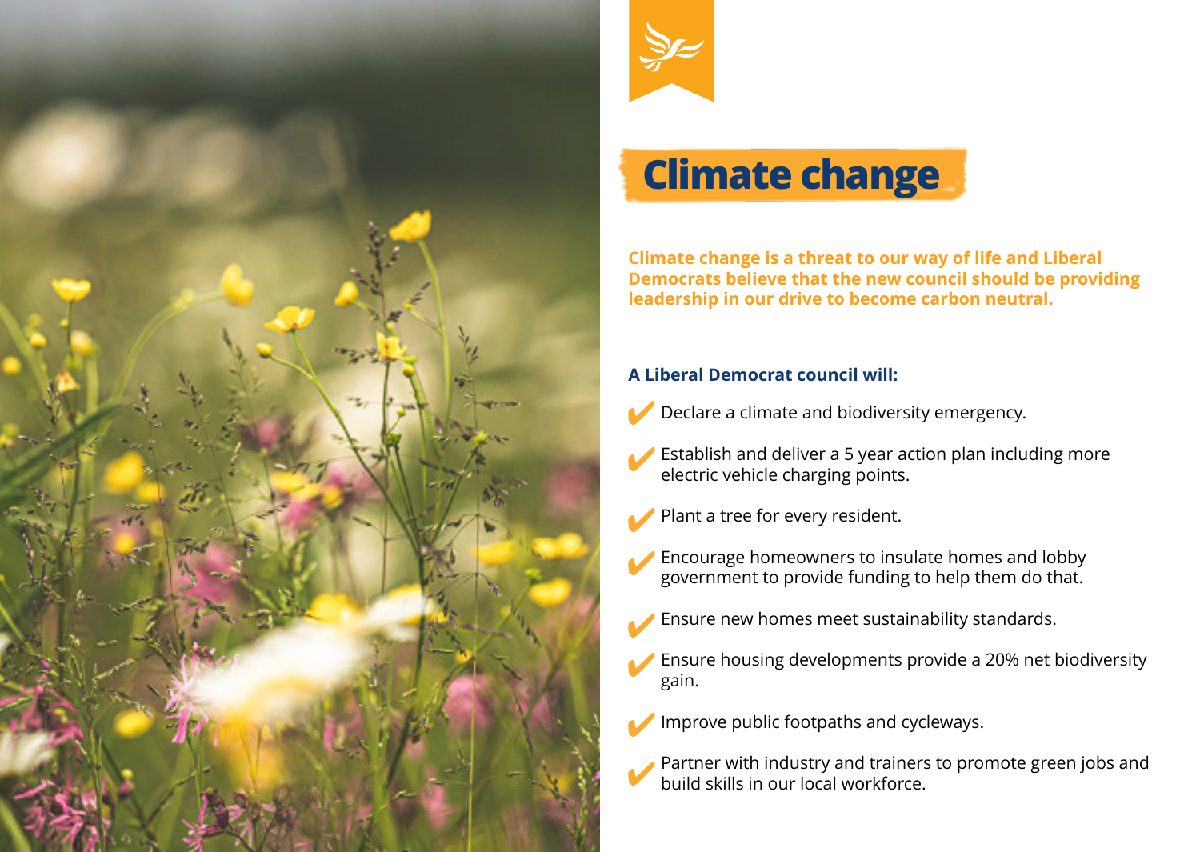# Climate change

**Climate change is a threat to our way of life and Liberal Democrats believe that the new council should be providing leadership in our drive to become carbon neutral.**

**A Liberal Democrat council will:**

- Declare a climate and biodiversity emergency.
- Establish and deliver a 5 year action plan including more electric vehicle charging points.
- Plant a tree for every resident.
- Encourage homeowners to insulate homes and lobby government to provide funding to help them do that.
- Ensure new homes meet sustainability standards.
- Ensure housing developments provide a 20% net biodiversity gain.
- Improve public footpaths and cycleways.
- Partner with industry and trainers to promote green jobs and build skills in our local workforce.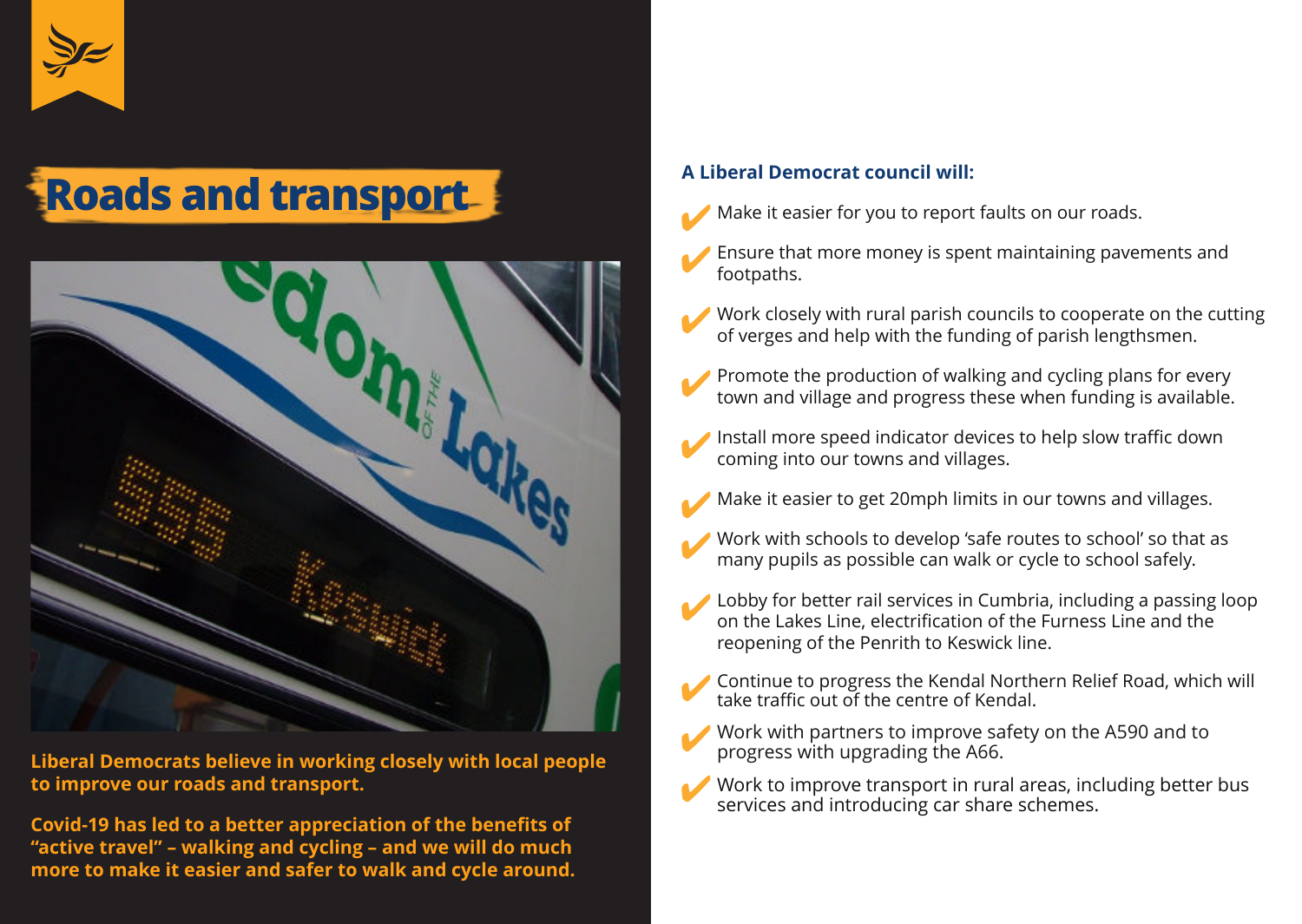# Roads and transport

**Liberal Democrats believe in working closely with local people to improve our roads and transport.**

**Covid-19 has led to a better appreciation of the benefits of "active travel" – walking and cycling – and we will do much more to make it easier and safer to walk and cycle around.**

**A Liberal Democrat council will:**

- ✔ Make it easier for you to report faults on our roads.
- ✔ Ensure that more money is spent maintaining pavements and footpaths.
- ✔ Work closely with rural parish councils to cooperate on the cutting of verges and help with the funding of parish lengthsmen.
- ✔ Promote the production of walking and cycling plans for every town and village and progress these when funding is available.
- ✔ Install more speed indicator devices to help slow traffic down coming into our towns and villages.
- ✔ Make it easier to get 20mph limits in our towns and villages.
- ✔ Work with schools to develop 'safe routes to school' so that as many pupils as possible can walk or cycle to school safely.
- ✔ Lobby for better rail services in Cumbria, including a passing loop on the Lakes Line, electrification of the Furness Line and the reopening of the Penrith to Keswick line.
- ✔ Continue to progress the Kendal Northern Relief Road, which will take traffic out of the centre of Kendal.
- ✔ Work with partners to improve safety on the A590 and to progress with upgrading the A66.
- ✔ Work to improve transport in rural areas, including better bus services and introducing car share schemes.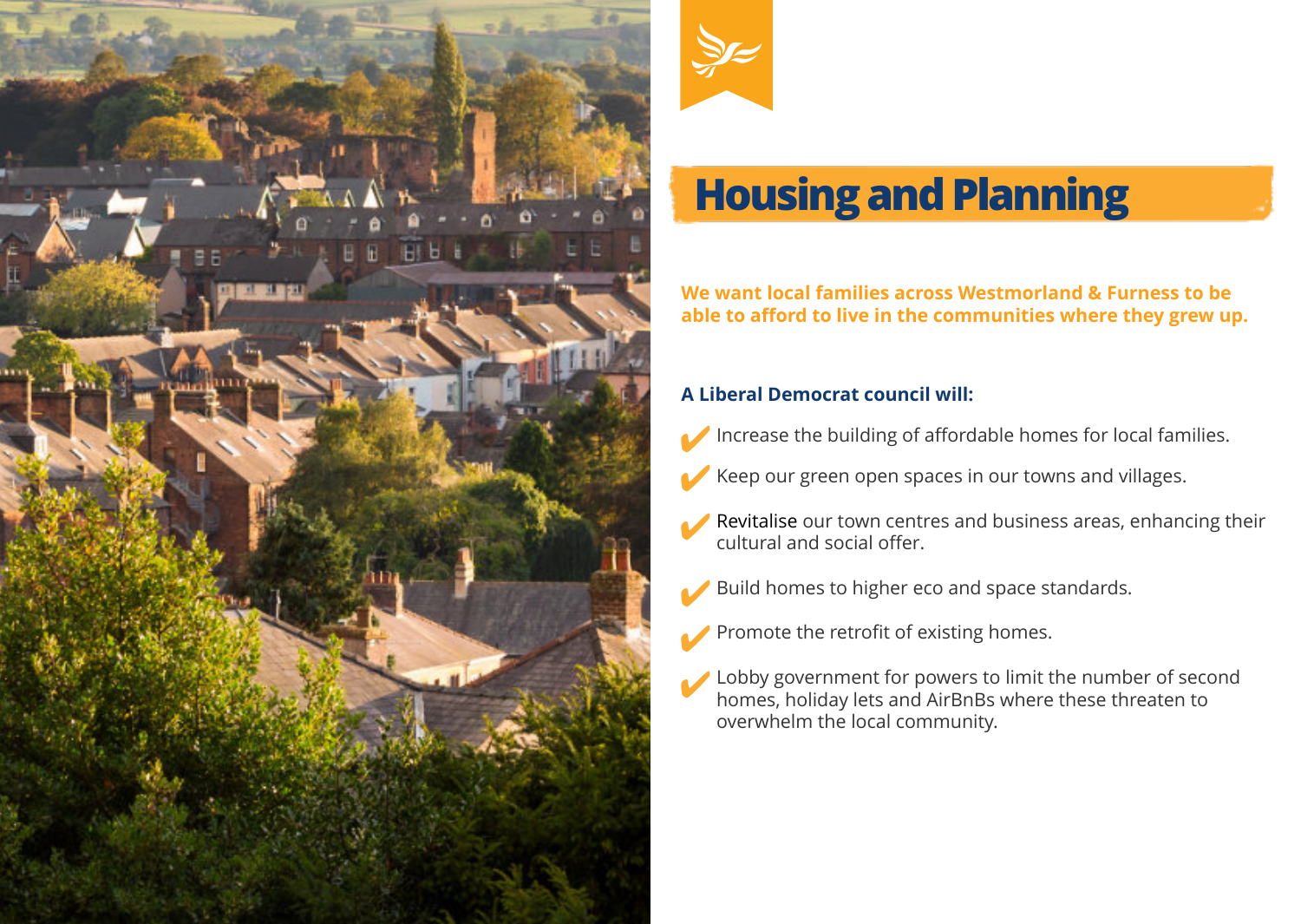# Housing and Planning

**We want local families across Westmorland & Furness to be able to afford to live in the communities where they grew up.**

**A Liberal Democrat council will:**

- ✔ Increase the building of affordable homes for local families.
- ✔ Keep our green open spaces in our towns and villages.
- ✔ Revitalise our town centres and business areas, enhancing their cultural and social offer.
- ✔ Build homes to higher eco and space standards.
- ✔ Promote the retrofit of existing homes.
- ✔ Lobby government for powers to limit the number of second homes, holiday lets and AirBnBs where these threaten to overwhelm the local community.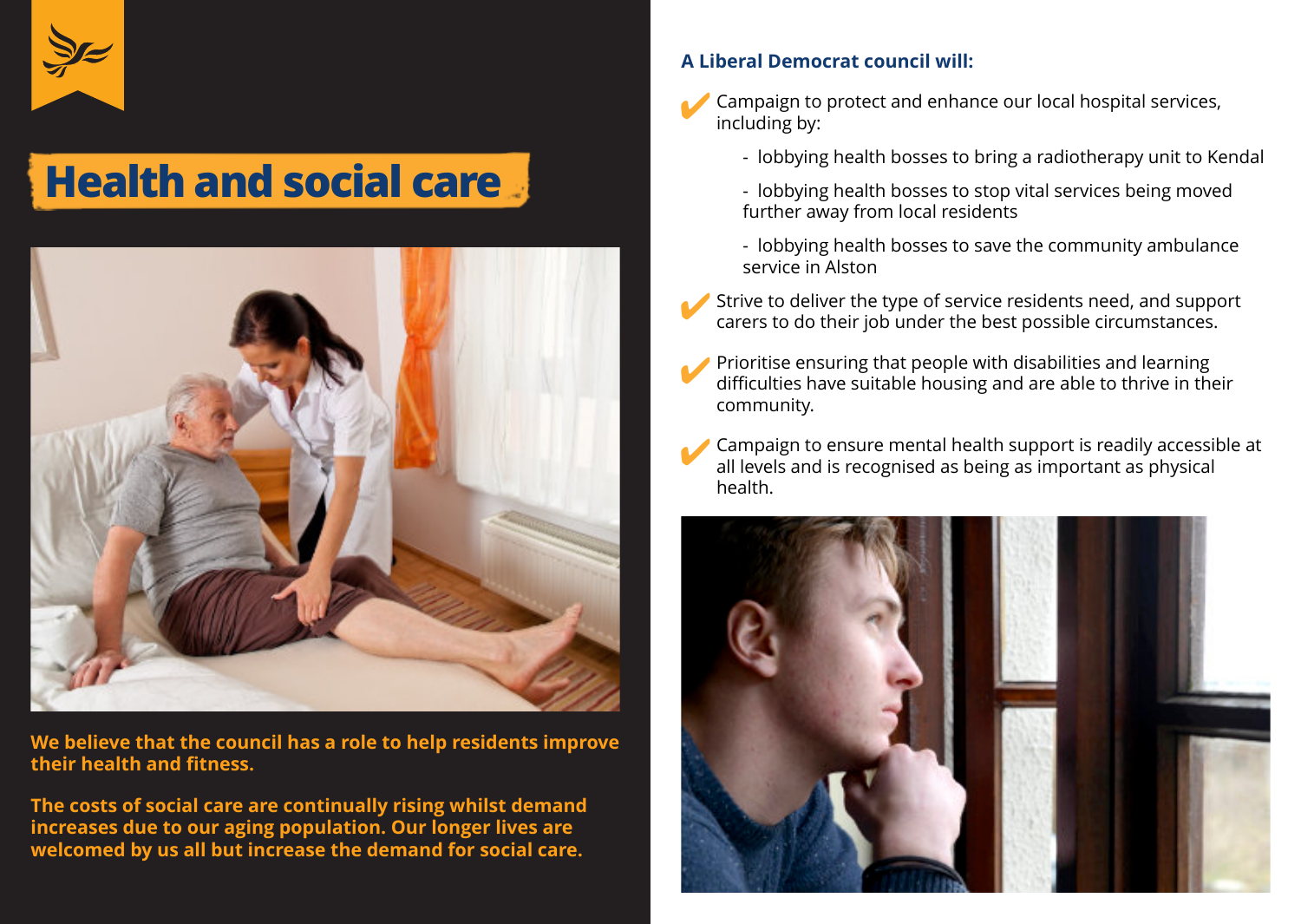# Health and social care

**We believe that the council has a role to help residents improve their health and fitness.**

**The costs of social care are continually rising whilst demand increases due to our aging population. Our longer lives are welcomed by us all but increase the demand for social care.**

### A Liberal Democrat council will:

- ✔ Campaign to protect and enhance our local hospital services, including by:
  - lobbying health bosses to bring a radiotherapy unit to Kendal
  - lobbying health bosses to stop vital services being moved further away from local residents
  - lobbying health bosses to save the community ambulance service in Alston
- ✔ Strive to deliver the type of service residents need, and support carers to do their job under the best possible circumstances.
- ✔ Prioritise ensuring that people with disabilities and learning difficulties have suitable housing and are able to thrive in their community.
- ✔ Campaign to ensure mental health support is readily accessible at all levels and is recognised as being as important as physical health.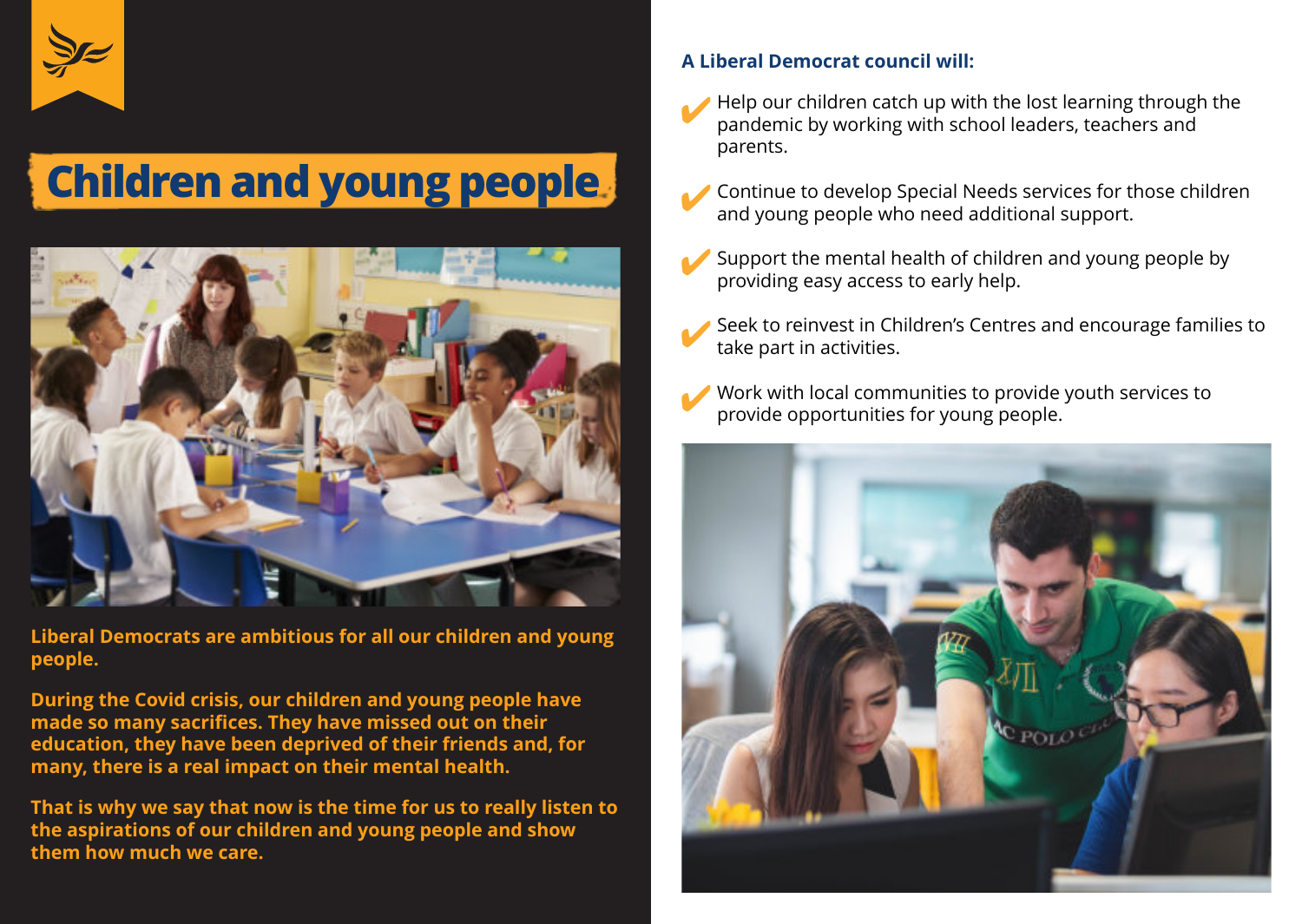# Children and young people

**Liberal Democrats are ambitious for all our children and young people.**

**During the Covid crisis, our children and young people have made so many sacrifices. They have missed out on their education, they have been deprived of their friends and, for many, there is a real impact on their mental health.**

**That is why we say that now is the time for us to really listen to the aspirations of our children and young people and show them how much we care.**

**A Liberal Democrat council will:**

- ✔ Help our children catch up with the lost learning through the pandemic by working with school leaders, teachers and parents.
- ✔ Continue to develop Special Needs services for those children and young people who need additional support.
- ✔ Support the mental health of children and young people by providing easy access to early help.
- ✔ Seek to reinvest in Children's Centres and encourage families to take part in activities.
- ✔ Work with local communities to provide youth services to provide opportunities for young people.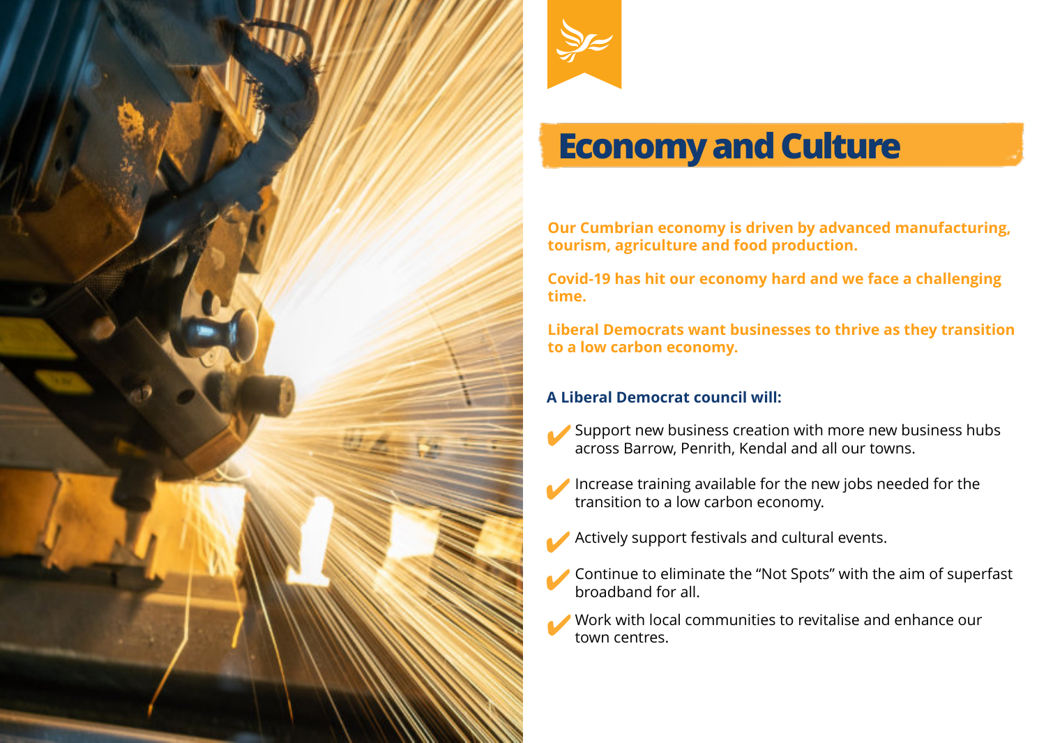# Economy and Culture

**Our Cumbrian economy is driven by advanced manufacturing, tourism, agriculture and food production.**

**Covid-19 has hit our economy hard and we face a challenging time.**

**Liberal Democrats want businesses to thrive as they transition to a low carbon economy.**

**A Liberal Democrat council will:**

- ✔ Support new business creation with more new business hubs across Barrow, Penrith, Kendal and all our towns.
- ✔ Increase training available for the new jobs needed for the transition to a low carbon economy.
- ✔ Actively support festivals and cultural events.
- ✔ Continue to eliminate the "Not Spots" with the aim of superfast broadband for all.
- ✔ Work with local communities to revitalise and enhance our town centres.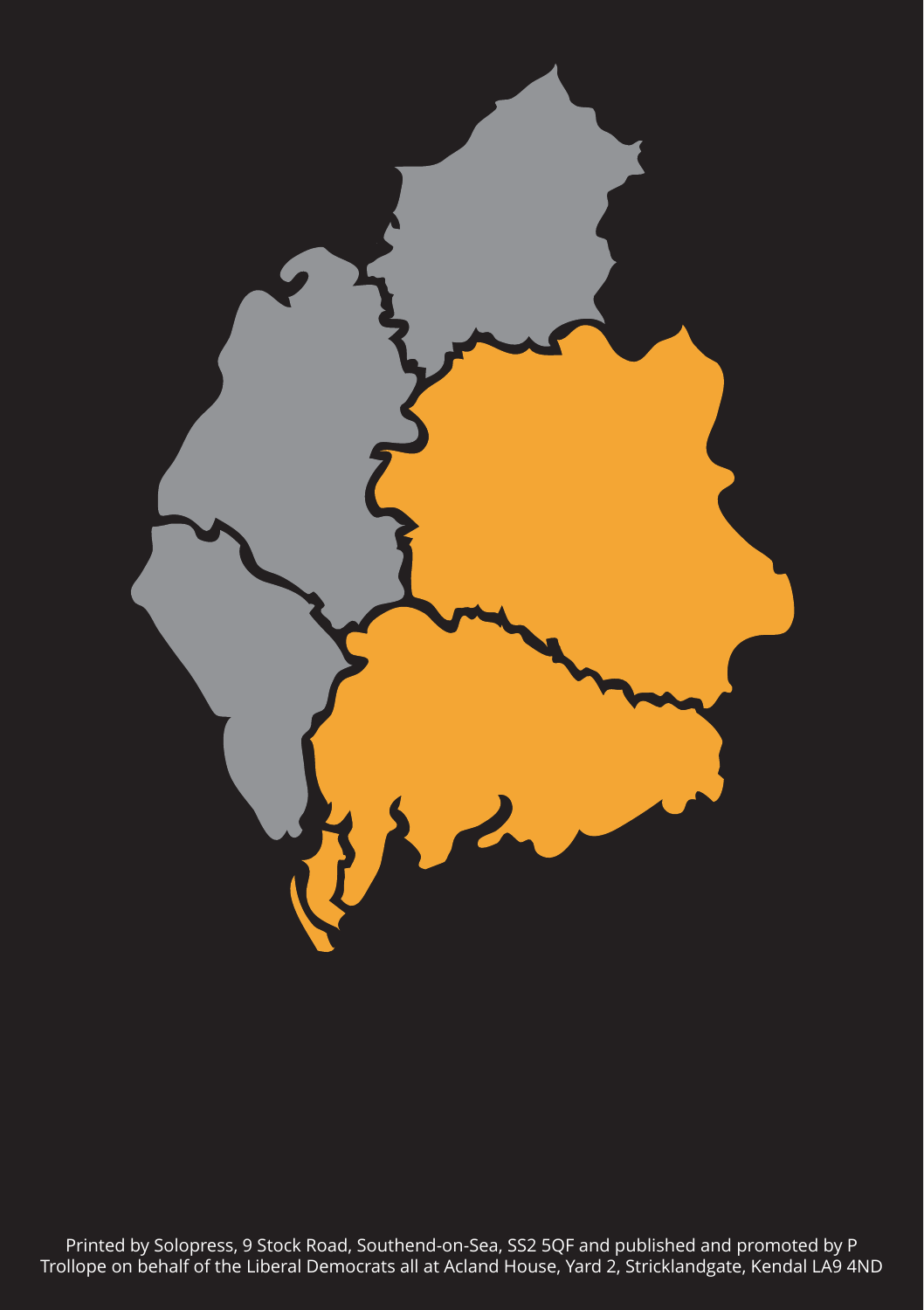Printed by Solopress, 9 Stock Road, Southend-on-Sea, SS2 5QF and published and promoted by P Trollope on behalf of the Liberal Democrats all at Acland House, Yard 2, Stricklandgate, Kendal LA9 4ND